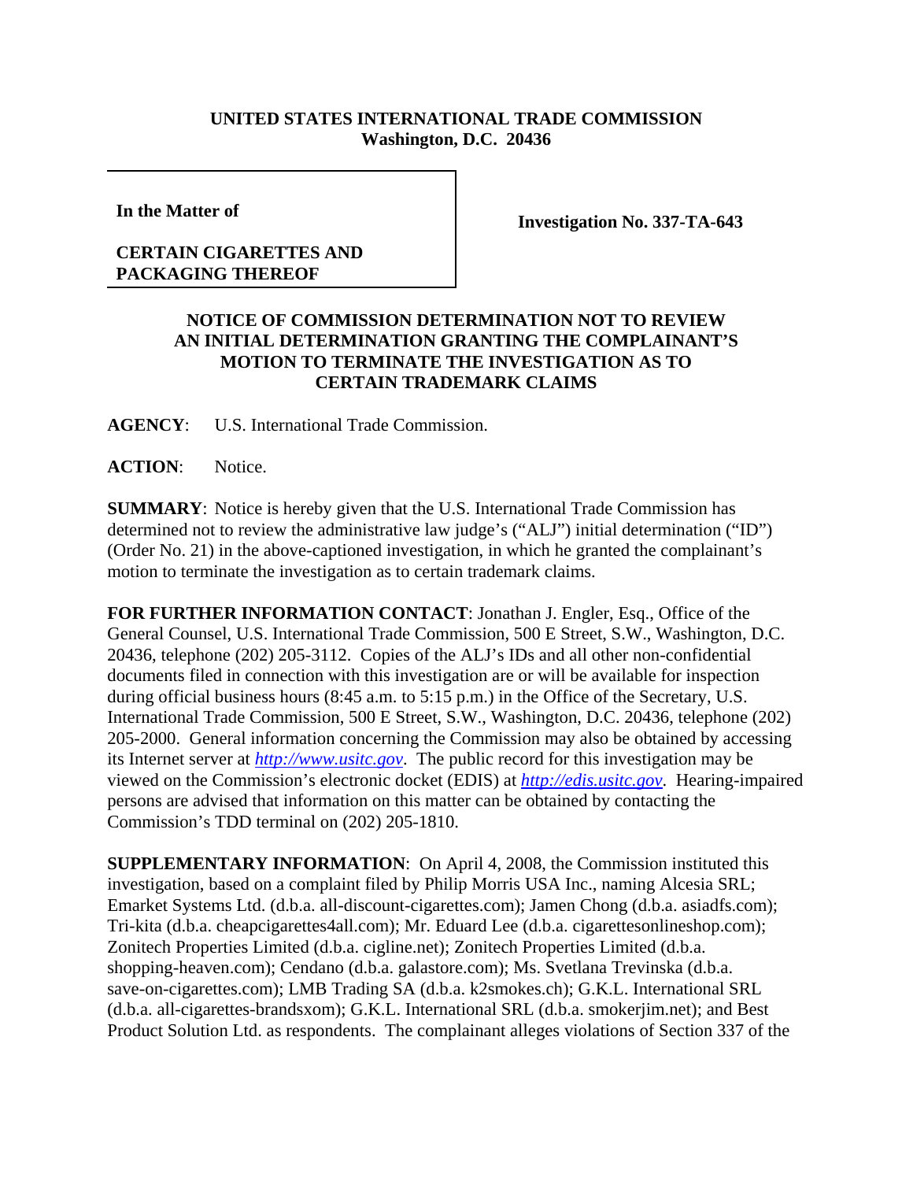**UNITED STATES INTERNATIONAL TRADE COMMISSION**
**Washington, D.C. 20436**

| **In the Matter of**<br><br>**CERTAIN CIGARETTES AND PACKAGING THEREOF** | **Investigation No. 337-TA-643** |
|---|---|

## NOTICE OF COMMISSION DETERMINATION NOT TO REVIEW AN INITIAL DETERMINATION GRANTING THE COMPLAINANT'S MOTION TO TERMINATE THE INVESTIGATION AS TO CERTAIN TRADEMARK CLAIMS

**AGENCY**: U.S. International Trade Commission.

**ACTION**: Notice.

**SUMMARY**: Notice is hereby given that the U.S. International Trade Commission has determined not to review the administrative law judge's ("ALJ") initial determination ("ID") (Order No. 21) in the above-captioned investigation, in which he granted the complainant's motion to terminate the investigation as to certain trademark claims.

**FOR FURTHER INFORMATION CONTACT**: Jonathan J. Engler, Esq., Office of the General Counsel, U.S. International Trade Commission, 500 E Street, S.W., Washington, D.C. 20436, telephone (202) 205-3112. Copies of the ALJ's IDs and all other non-confidential documents filed in connection with this investigation are or will be available for inspection during official business hours (8:45 a.m. to 5:15 p.m.) in the Office of the Secretary, U.S. International Trade Commission, 500 E Street, S.W., Washington, D.C. 20436, telephone (202) 205-2000. General information concerning the Commission may also be obtained by accessing its Internet server at *http://www.usitc.gov*. The public record for this investigation may be viewed on the Commission's electronic docket (EDIS) at *http://edis.usitc.gov*. Hearing-impaired persons are advised that information on this matter can be obtained by contacting the Commission's TDD terminal on (202) 205-1810.

**SUPPLEMENTARY INFORMATION**: On April 4, 2008, the Commission instituted this investigation, based on a complaint filed by Philip Morris USA Inc., naming Alcesia SRL; Emarket Systems Ltd. (d.b.a. all-discount-cigarettes.com); Jamen Chong (d.b.a. asiadfs.com); Tri-kita (d.b.a. cheapcigarettes4all.com); Mr. Eduard Lee (d.b.a. cigarettesonlineshop.com); Zonitech Properties Limited (d.b.a. cigline.net); Zonitech Properties Limited (d.b.a. shopping-heaven.com); Cendano (d.b.a. galastore.com); Ms. Svetlana Trevinska (d.b.a. save-on-cigarettes.com); LMB Trading SA (d.b.a. k2smokes.ch); G.K.L. International SRL (d.b.a. all-cigarettes-brandsxom); G.K.L. International SRL (d.b.a. smokerjim.net); and Best Product Solution Ltd. as respondents. The complainant alleges violations of Section 337 of the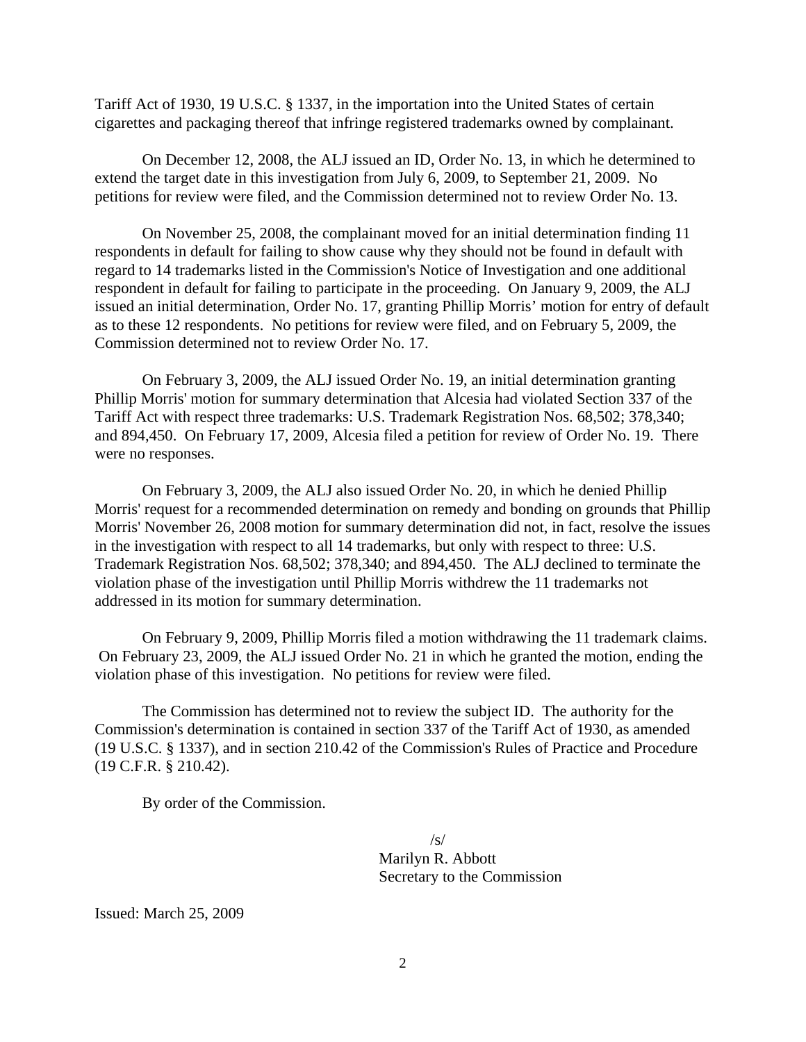Tariff Act of 1930, 19 U.S.C. § 1337, in the importation into the United States of certain cigarettes and packaging thereof that infringe registered trademarks owned by complainant.

On December 12, 2008, the ALJ issued an ID, Order No. 13, in which he determined to extend the target date in this investigation from July 6, 2009, to September 21, 2009. No petitions for review were filed, and the Commission determined not to review Order No. 13.

On November 25, 2008, the complainant moved for an initial determination finding 11 respondents in default for failing to show cause why they should not be found in default with regard to 14 trademarks listed in the Commission's Notice of Investigation and one additional respondent in default for failing to participate in the proceeding. On January 9, 2009, the ALJ issued an initial determination, Order No. 17, granting Phillip Morris' motion for entry of default as to these 12 respondents. No petitions for review were filed, and on February 5, 2009, the Commission determined not to review Order No. 17.

On February 3, 2009, the ALJ issued Order No. 19, an initial determination granting Phillip Morris' motion for summary determination that Alcesia had violated Section 337 of the Tariff Act with respect three trademarks: U.S. Trademark Registration Nos. 68,502; 378,340; and 894,450. On February 17, 2009, Alcesia filed a petition for review of Order No. 19. There were no responses.

On February 3, 2009, the ALJ also issued Order No. 20, in which he denied Phillip Morris' request for a recommended determination on remedy and bonding on grounds that Phillip Morris' November 26, 2008 motion for summary determination did not, in fact, resolve the issues in the investigation with respect to all 14 trademarks, but only with respect to three: U.S. Trademark Registration Nos. 68,502; 378,340; and 894,450. The ALJ declined to terminate the violation phase of the investigation until Phillip Morris withdrew the 11 trademarks not addressed in its motion for summary determination.

On February 9, 2009, Phillip Morris filed a motion withdrawing the 11 trademark claims. On February 23, 2009, the ALJ issued Order No. 21 in which he granted the motion, ending the violation phase of this investigation. No petitions for review were filed.

The Commission has determined not to review the subject ID. The authority for the Commission's determination is contained in section 337 of the Tariff Act of 1930, as amended (19 U.S.C. § 1337), and in section 210.42 of the Commission's Rules of Practice and Procedure (19 C.F.R. § 210.42).

By order of the Commission.

/s/
Marilyn R. Abbott
Secretary to the Commission

Issued: March 25, 2009